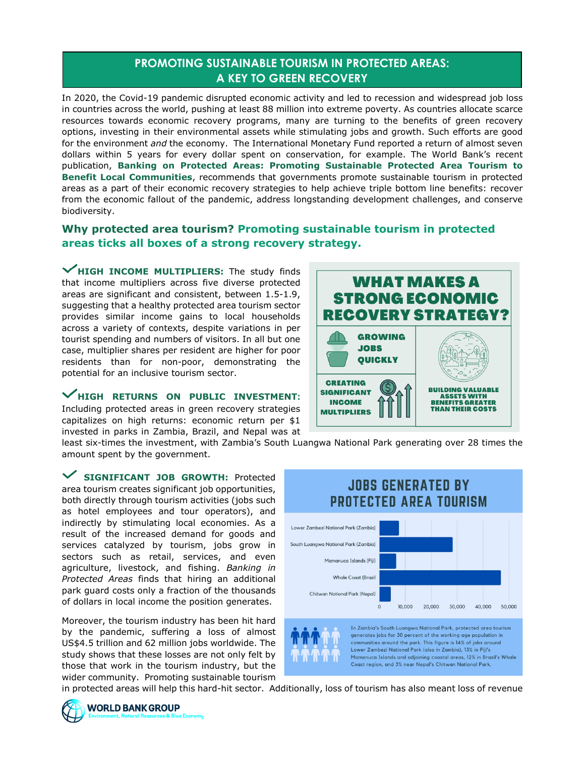# PROMOTING SUSTAINABLE TOURISM IN PROTECTED AREAS: A KEY TO GREEN RECOVERY

In 2020, the Covid-19 pandemic disrupted economic activity and led to recession and widespread job loss in countries across the world, pushing at least 88 million into extreme poverty. As countries allocate scarce resources towards economic recovery programs, many are turning to the benefits of green recovery options, investing in their environmental assets while stimulating jobs and growth. Such efforts are good for the environment *and* the economy. The International Monetary Fund reported a return of almost seven dollars within 5 years for every dollar spent on conservation, for example. The World Bank's recent publication, **Banking on Protected Areas: Promoting Sustainable Protected Area Tourism to Benefit Local Communities**, recommends that governments promote sustainable tourism in protected areas as a part of their economic recovery strategies to help achieve triple bottom line benefits: recover from the economic fallout of the pandemic, address longstanding development challenges, and conserve biodiversity.

## Why protected area tourism? Promoting sustainable tourism in protected areas ticks all boxes of a strong recovery strategy.

**HIGH INCOME MULTIPLIERS:** The study finds that income multipliers across five diverse protected areas are significant and consistent, between 1.5-1.9, suggesting that a healthy protected area tourism sector provides similar income gains to local households across a variety of contexts, despite variations in per tourist spending and numbers of visitors. In all but one case, multiplier shares per resident are higher for poor residents than for non-poor, demonstrating the potential for an inclusive tourism sector.

**WHAT MAKES A STRONG ECONOMIC RECOVERY STRATEGY?**

- GROWING JOBS QUICKLY
- CREATING SIGNIFICANT INCOME MULTIPLIERS
- BUILDING VALUABLE ASSETS WITH BENEFITS GREATER THAN THEIR COSTS

**HIGH RETURNS ON PUBLIC INVESTMENT:** Including protected areas in green recovery strategies capitalizes on high returns: economic return per $1 invested in parks in Zambia, Brazil, and Nepal was at least six-times the investment, with Zambia's South Luangwa National Park generating over 28 times the amount spent by the government.

**SIGNIFICANT JOB GROWTH:** Protected area tourism creates significant job opportunities, both directly through tourism activities (jobs such as hotel employees and tour operators), and indirectly by stimulating local economies. As a result of the increased demand for goods and services catalyzed by tourism, jobs grow in sectors such as retail, services, and even agriculture, livestock, and fishing. *Banking in Protected Areas* finds that hiring an additional park guard costs only a fraction of the thousands of dollars in local income the position generates.

**JOBS GENERATED BY PROTECTED AREA TOURISM**

| Protected area | Jobs (approx.) |
|---|---|
| Lower Zambezi National Park (Zambia) | ~7,500 |
| South Luangwa National Park (Zambia) | ~28,000 |
| Mamanuca Islands (Fiji) | ~6,500 |
| Whale Coast (Brazil | ~47,000 |
| Chitwan National Park (Nepal) | ~4,500 |

In Zambia's South Luangwa National Park, protected area tourism generates jobs for 30 percent of the working age population in communities around the park. This figure is 14% of jobs around Lower Zambezi National Park (also in Zambia), 13% in Fiji's Mamanuca Islands and adjoining coastal areas, 12% in Brazil's Whale Coast region, and 3% near Nepal's Chitwan National Park.

Moreover, the tourism industry has been hit hard by the pandemic, suffering a loss of almost US$4.5 trillion and 62 million jobs worldwide. The study shows that these losses are not only felt by those that work in the tourism industry, but the wider community. Promoting sustainable tourism in protected areas will help this hard-hit sector. Additionally, loss of tourism has also meant loss of revenue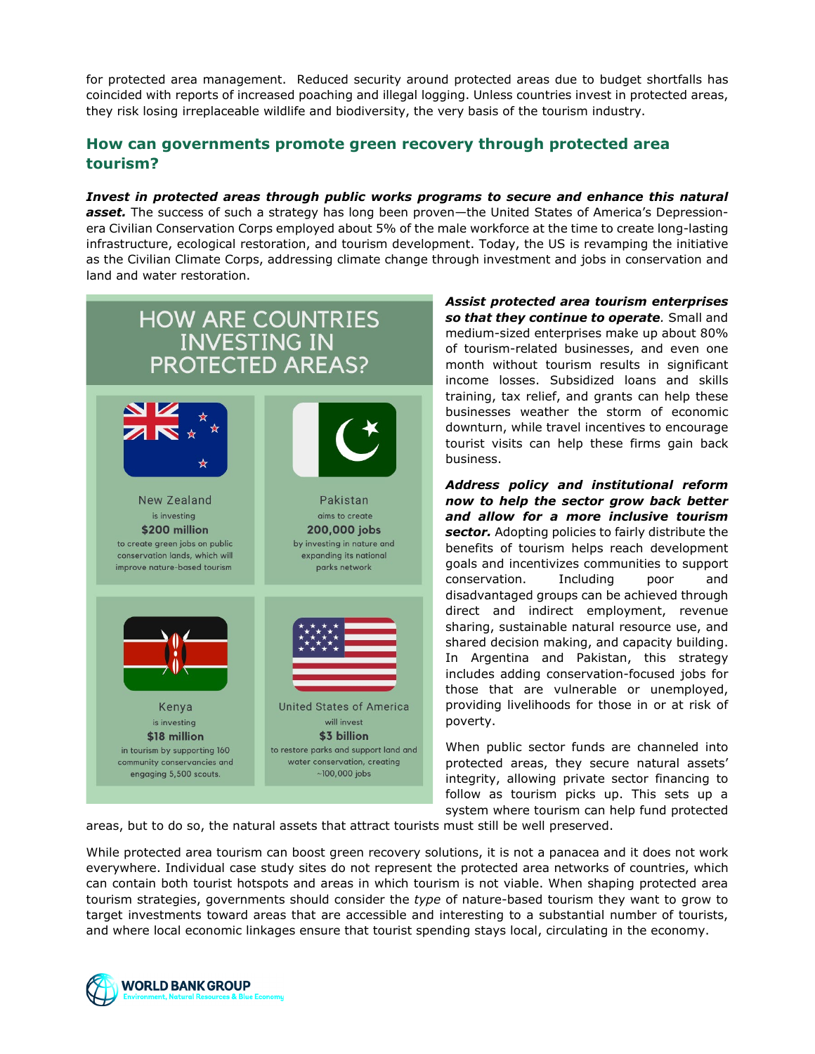for protected area management. Reduced security around protected areas due to budget shortfalls has coincided with reports of increased poaching and illegal logging. Unless countries invest in protected areas, they risk losing irreplaceable wildlife and biodiversity, the very basis of the tourism industry.

## How can governments promote green recovery through protected area tourism?

***Invest in protected areas through public works programs to secure and enhance this natural asset.*** The success of such a strategy has long been proven—the United States of America's Depression-era Civilian Conservation Corps employed about 5% of the male workforce at the time to create long-lasting infrastructure, ecological restoration, and tourism development. Today, the US is revamping the initiative as the Civilian Climate Corps, addressing climate change through investment and jobs in conservation and land and water restoration.

### HOW ARE COUNTRIES INVESTING IN PROTECTED AREAS?

New Zealand
is investing
**$200 million**
to create green jobs on public conservation lands, which will improve nature-based tourism

Pakistan
aims to create
**200,000 jobs**
by investing in nature and expanding its national parks network

Kenya
is investing
**$18 million**
in tourism by supporting 160 community conservancies and engaging 5,500 scouts.

United States of America
will invest
**$3 billion**
to restore parks and support land and water conservation, creating ~100,000 jobs

***Assist protected area tourism enterprises so that they continue to operate.*** Small and medium-sized enterprises make up about 80% of tourism-related businesses, and even one month without tourism results in significant income losses. Subsidized loans and skills training, tax relief, and grants can help these businesses weather the storm of economic downturn, while travel incentives to encourage tourist visits can help these firms gain back business.

***Address policy and institutional reform now to help the sector grow back better and allow for a more inclusive tourism sector.*** Adopting policies to fairly distribute the benefits of tourism helps reach development goals and incentivizes communities to support conservation. Including poor and disadvantaged groups can be achieved through direct and indirect employment, revenue sharing, sustainable natural resource use, and shared decision making, and capacity building. In Argentina and Pakistan, this strategy includes adding conservation-focused jobs for those that are vulnerable or unemployed, providing livelihoods for those in or at risk of poverty.

When public sector funds are channeled into protected areas, they secure natural assets' integrity, allowing private sector financing to follow as tourism picks up. This sets up a system where tourism can help fund protected areas, but to do so, the natural assets that attract tourists must still be well preserved.

While protected area tourism can boost green recovery solutions, it is not a panacea and it does not work everywhere. Individual case study sites do not represent the protected area networks of countries, which can contain both tourist hotspots and areas in which tourism is not viable. When shaping protected area tourism strategies, governments should consider the *type* of nature-based tourism they want to grow to target investments toward areas that are accessible and interesting to a substantial number of tourists, and where local economic linkages ensure that tourist spending stays local, circulating in the economy.

WORLD BANK GROUP
Environment, Natural Resources & Blue Economy